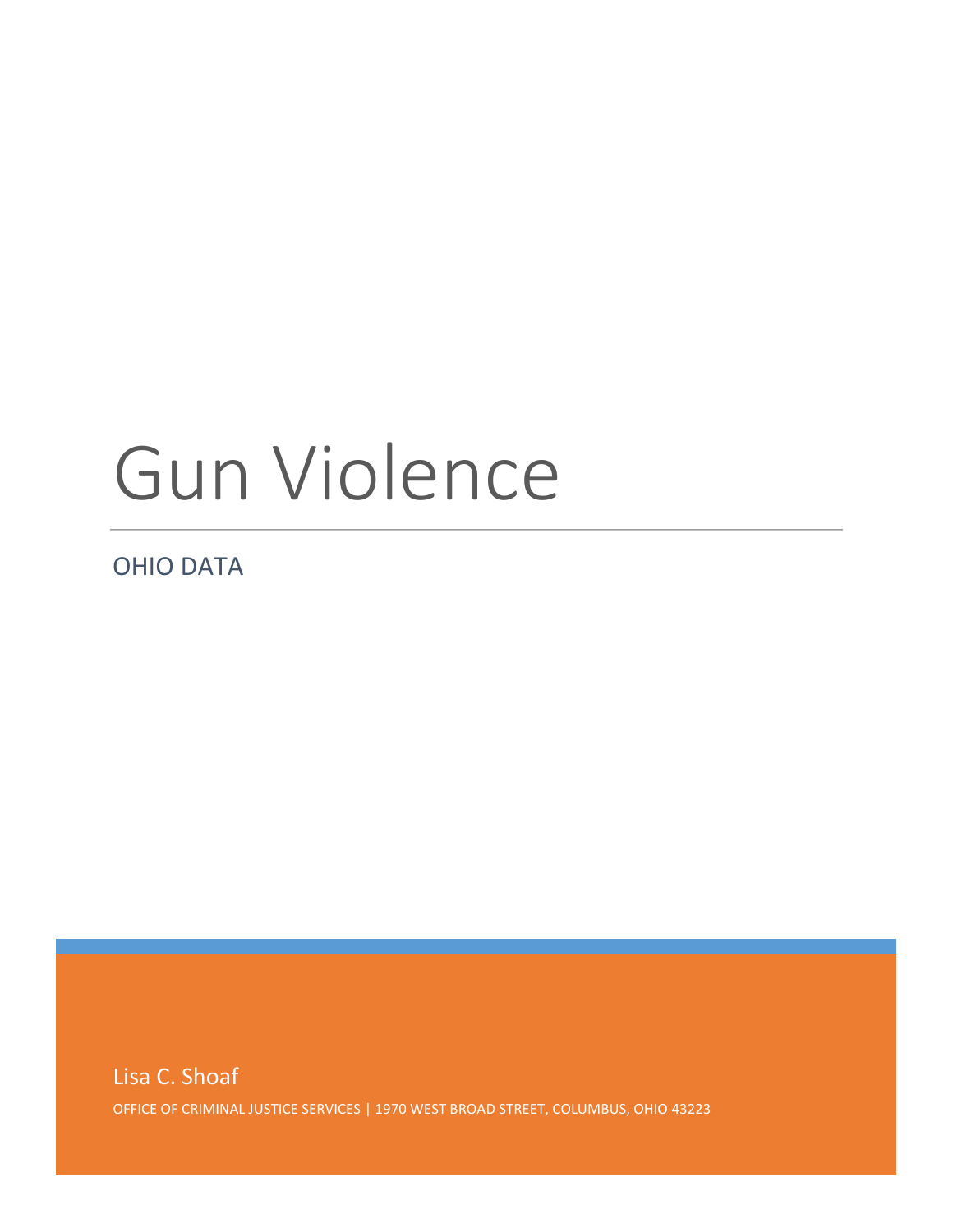# Gun Violence

## OHIO DATA

Lisa C. Shoaf

OFFICE OF CRIMINAL JUSTICE SERVICES | 1970 WEST BROAD STREET, COLUMBUS, OHIO 43223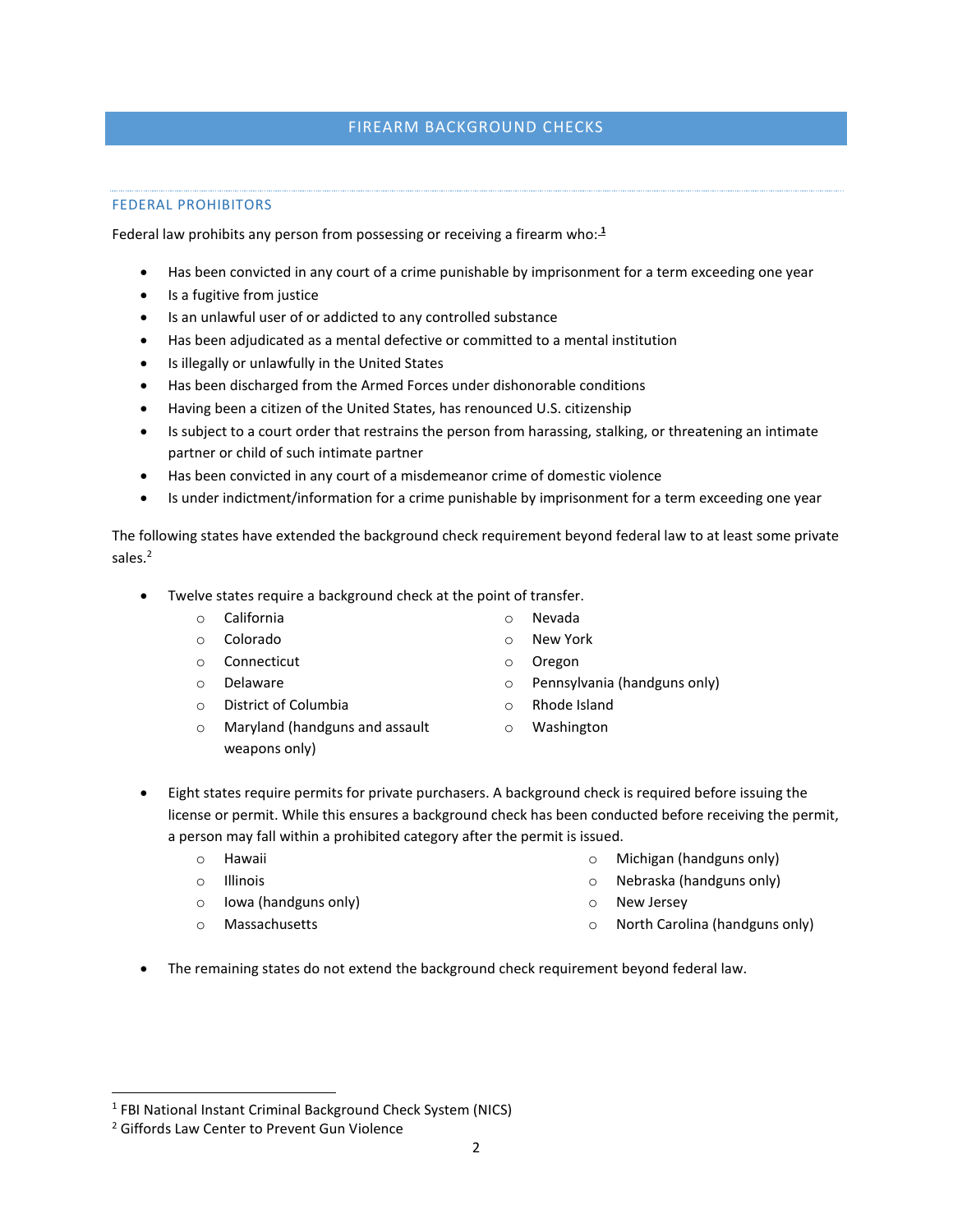# FIREARM BACKGROUND CHECKS

## FEDERAL PROHIBITORS

Federal law prohibits any person from possessing or receiving a firearm who:[1]

- Has been convicted in any court of a crime punishable by imprisonment for a term exceeding one year
- Is a fugitive from justice
- Is an unlawful user of or addicted to any controlled substance
- Has been adjudicated as a mental defective or committed to a mental institution
- Is illegally or unlawfully in the United States
- Has been discharged from the Armed Forces under dishonorable conditions
- Having been a citizen of the United States, has renounced U.S. citizenship
- Is subject to a court order that restrains the person from harassing, stalking, or threatening an intimate partner or child of such intimate partner
- Has been convicted in any court of a misdemeanor crime of domestic violence
- Is under indictment/information for a crime punishable by imprisonment for a term exceeding one year

The following states have extended the background check requirement beyond federal law to at least some private sales.[2]

- Twelve states require a background check at the point of transfer.
  - California
  - Colorado
  - Connecticut
  - Delaware
  - District of Columbia
  - Maryland (handguns and assault weapons only)
  - Nevada
  - New York
  - Oregon
  - Pennsylvania (handguns only)
  - Rhode Island
  - Washington
- Eight states require permits for private purchasers. A background check is required before issuing the license or permit. While this ensures a background check has been conducted before receiving the permit, a person may fall within a prohibited category after the permit is issued.
  - Hawaii
  - Illinois
  - Iowa (handguns only)
  - Massachusetts
  - Michigan (handguns only)
  - Nebraska (handguns only)
  - New Jersey
  - North Carolina (handguns only)
- The remaining states do not extend the background check requirement beyond federal law.

[1] FBI National Instant Criminal Background Check System (NICS)
[2] Giffords Law Center to Prevent Gun Violence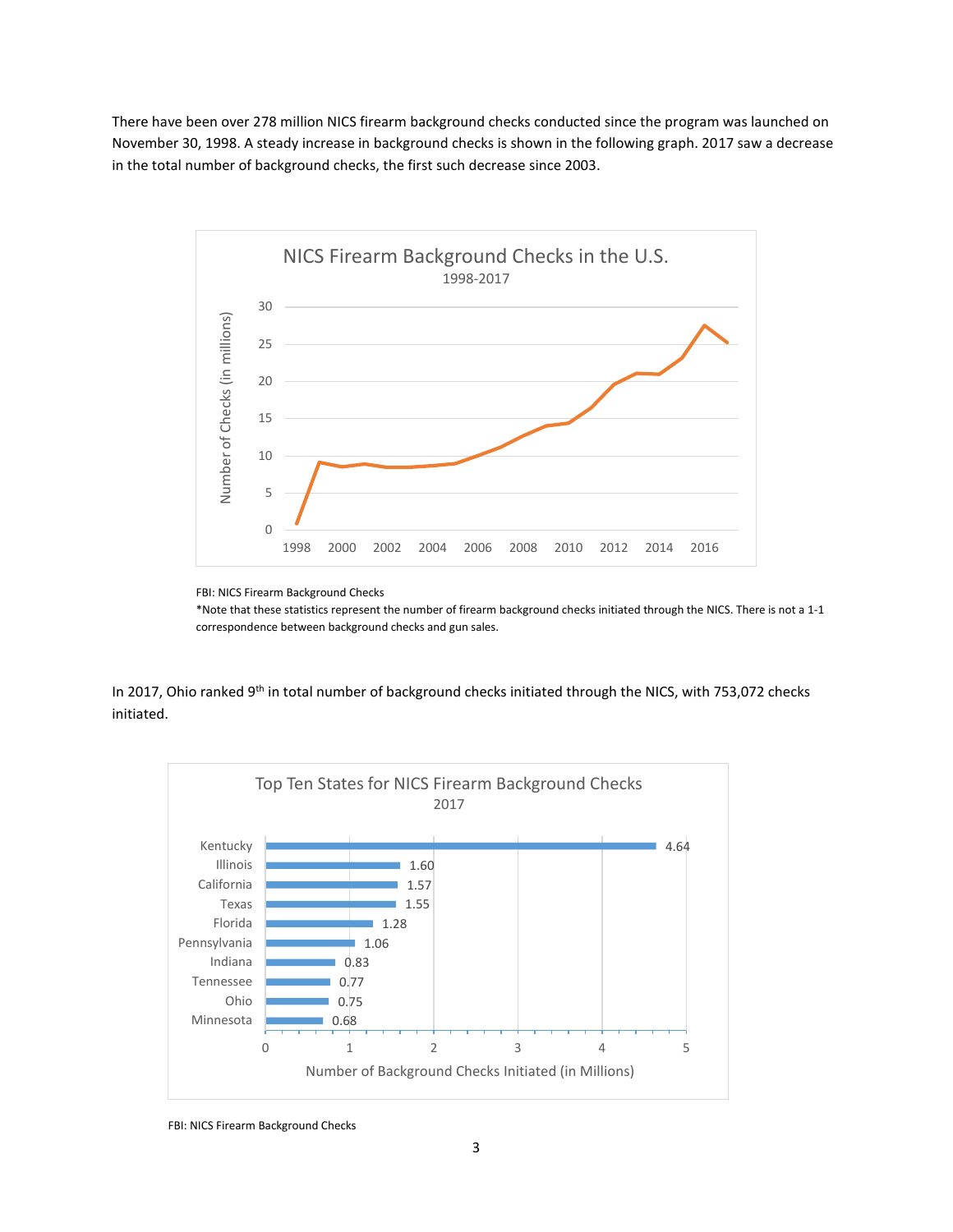There have been over 278 million NICS firearm background checks conducted since the program was launched on November 30, 1998. A steady increase in background checks is shown in the following graph. 2017 saw a decrease in the total number of background checks, the first such decrease since 2003.

FBI: NICS Firearm Background Checks

*Note that these statistics represent the number of firearm background checks initiated through the NICS. There is not a 1-1 correspondence between background checks and gun sales.

In 2017, Ohio ranked 9th in total number of background checks initiated through the NICS, with 753,072 checks initiated.

**Top Ten States for NICS Firearm Background Checks 2017**

| State | Number of Background Checks Initiated (in Millions) |
|---|---|
| Kentucky | 4.64 |
| Illinois | 1.60 |
| California | 1.57 |
| Texas | 1.55 |
| Florida | 1.28 |
| Pennsylvania | 1.06 |
| Indiana | 0.83 |
| Tennessee | 0.77 |
| Ohio | 0.75 |
| Minnesota | 0.68 |

FBI: NICS Firearm Background Checks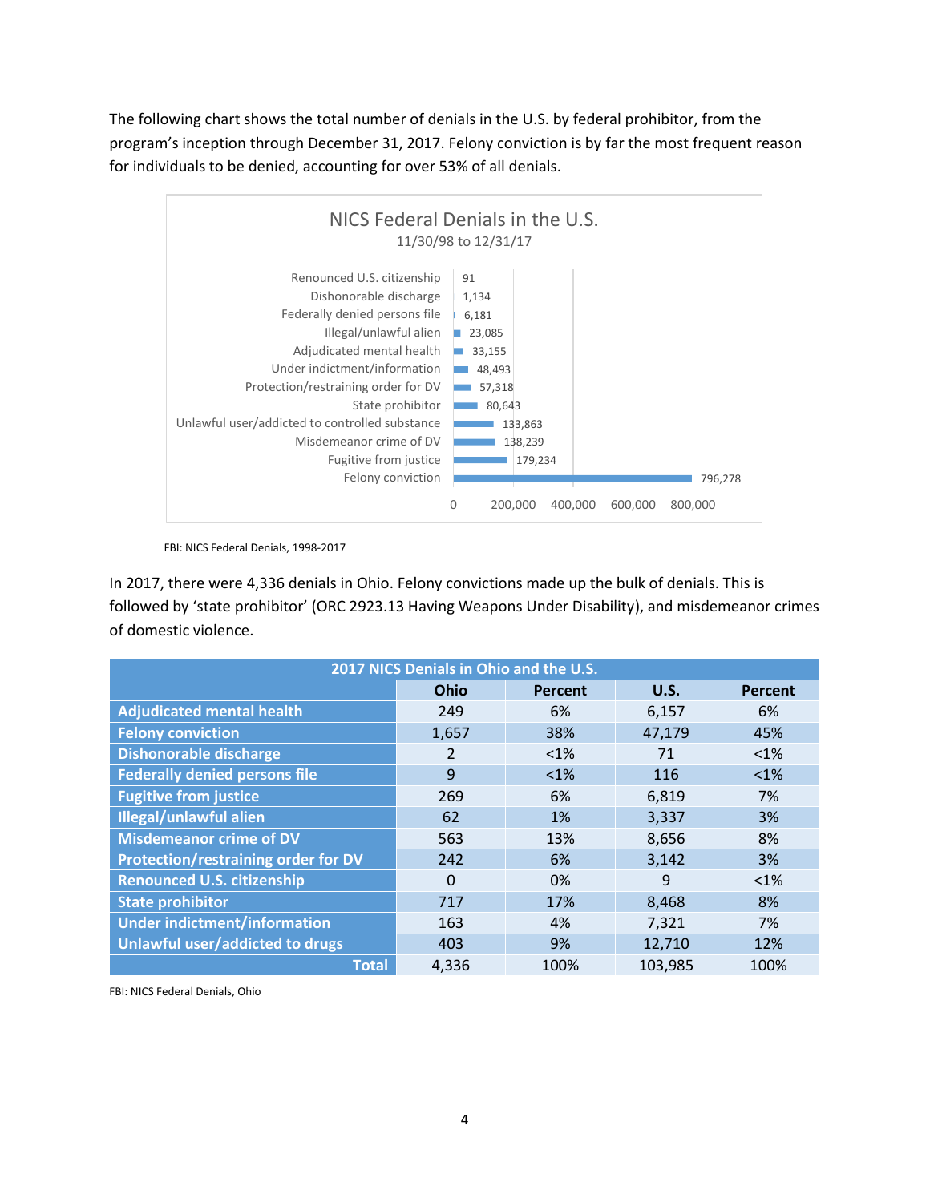The following chart shows the total number of denials in the U.S. by federal prohibitor, from the program's inception through December 31, 2017. Felony conviction is by far the most frequent reason for individuals to be denied, accounting for over 53% of all denials.

**NICS Federal Denials in the U.S.**
11/30/98 to 12/31/17

| Prohibitor | Denials |
|---|---|
| Renounced U.S. citizenship | 91 |
| Dishonorable discharge | 1,134 |
| Federally denied persons file | 6,181 |
| Illegal/unlawful alien | 23,085 |
| Adjudicated mental health | 33,155 |
| Under indictment/information | 48,493 |
| Protection/restraining order for DV | 57,318 |
| State prohibitor | 80,643 |
| Unlawful user/addicted to controlled substance | 133,863 |
| Misdemeanor crime of DV | 138,239 |
| Fugitive from justice | 179,234 |
| Felony conviction | 796,278 |

FBI: NICS Federal Denials, 1998-2017

In 2017, there were 4,336 denials in Ohio. Felony convictions made up the bulk of denials. This is followed by 'state prohibitor' (ORC 2923.13 Having Weapons Under Disability), and misdemeanor crimes of domestic violence.

**2017 NICS Denials in Ohio and the U.S.**

| | Ohio | Percent | U.S. | Percent |
|---|---|---|---|---|
| **Adjudicated mental health** | 249 | 6% | 6,157 | 6% |
| **Felony conviction** | 1,657 | 38% | 47,179 | 45% |
| **Dishonorable discharge** | 2 | <1% | 71 | <1% |
| **Federally denied persons file** | 9 | <1% | 116 | <1% |
| **Fugitive from justice** | 269 | 6% | 6,819 | 7% |
| **Illegal/unlawful alien** | 62 | 1% | 3,337 | 3% |
| **Misdemeanor crime of DV** | 563 | 13% | 8,656 | 8% |
| **Protection/restraining order for DV** | 242 | 6% | 3,142 | 3% |
| **Renounced U.S. citizenship** | 0 | 0% | 9 | <1% |
| **State prohibitor** | 717 | 17% | 8,468 | 8% |
| **Under indictment/information** | 163 | 4% | 7,321 | 7% |
| **Unlawful user/addicted to drugs** | 403 | 9% | 12,710 | 12% |
| **Total** | 4,336 | 100% | 103,985 | 100% |

FBI: NICS Federal Denials, Ohio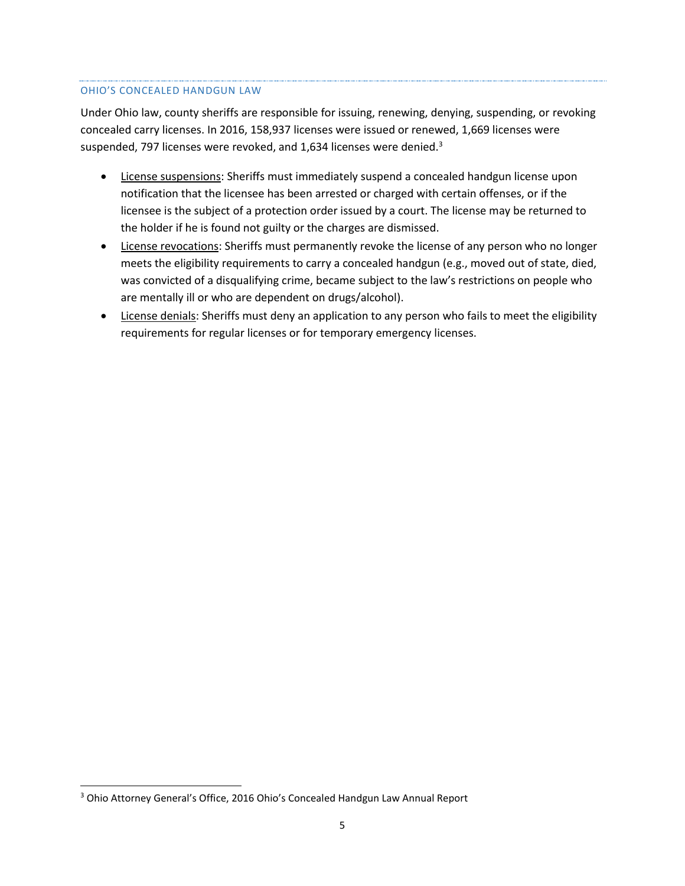## OHIO'S CONCEALED HANDGUN LAW

Under Ohio law, county sheriffs are responsible for issuing, renewing, denying, suspending, or revoking concealed carry licenses. In 2016, 158,937 licenses were issued or renewed, 1,669 licenses were suspended, 797 licenses were revoked, and 1,634 licenses were denied.[3]

- License suspensions: Sheriffs must immediately suspend a concealed handgun license upon notification that the licensee has been arrested or charged with certain offenses, or if the licensee is the subject of a protection order issued by a court. The license may be returned to the holder if he is found not guilty or the charges are dismissed.
- License revocations: Sheriffs must permanently revoke the license of any person who no longer meets the eligibility requirements to carry a concealed handgun (e.g., moved out of state, died, was convicted of a disqualifying crime, became subject to the law's restrictions on people who are mentally ill or who are dependent on drugs/alcohol).
- License denials: Sheriffs must deny an application to any person who fails to meet the eligibility requirements for regular licenses or for temporary emergency licenses.

[3] Ohio Attorney General's Office, 2016 Ohio's Concealed Handgun Law Annual Report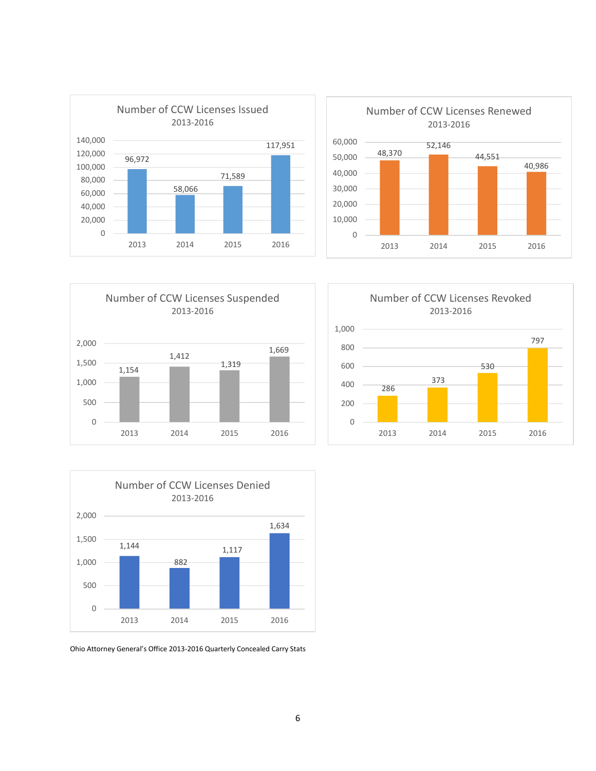**Number of CCW Licenses Issued**
2013-2016

| Year | Licenses Issued |
|---|---|
| 2013 | 96,972 |
| 2014 | 58,066 |
| 2015 | 71,589 |
| 2016 | 117,951 |

**Number of CCW Licenses Renewed**
2013-2016

| Year | Licenses Renewed |
|---|---|
| 2013 | 48,370 |
| 2014 | 52,146 |
| 2015 | 44,551 |
| 2016 | 40,986 |

**Number of CCW Licenses Suspended**
2013-2016

| Year | Licenses Suspended |
|---|---|
| 2013 | 1,154 |
| 2014 | 1,412 |
| 2015 | 1,319 |
| 2016 | 1,669 |

**Number of CCW Licenses Revoked**
2013-2016

| Year | Licenses Revoked |
|---|---|
| 2013 | 286 |
| 2014 | 373 |
| 2015 | 530 |
| 2016 | 797 |

**Number of CCW Licenses Denied**
2013-2016

| Year | Licenses Denied |
|---|---|
| 2013 | 1,144 |
| 2014 | 882 |
| 2015 | 1,117 |
| 2016 | 1,634 |

Ohio Attorney General's Office 2013-2016 Quarterly Concealed Carry Stats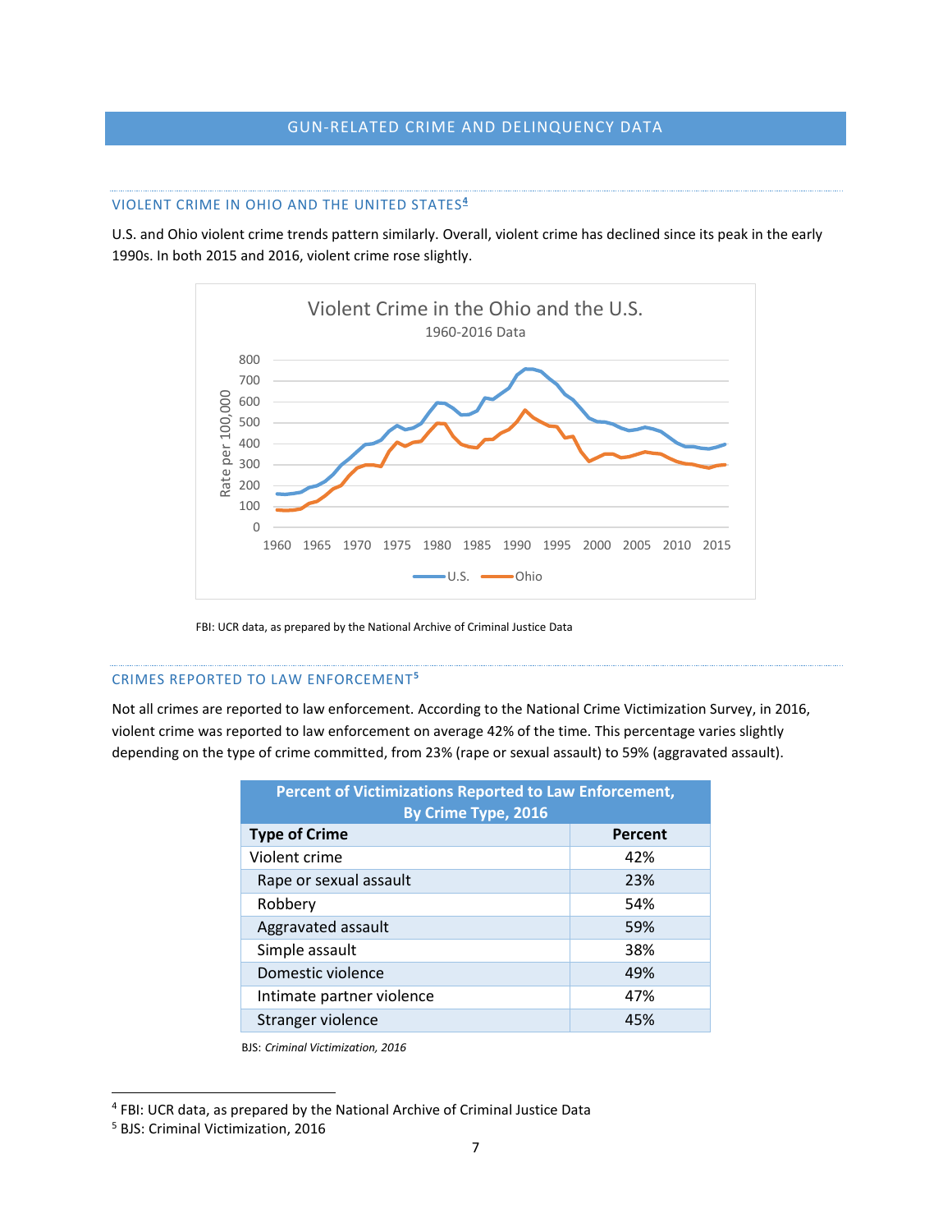## GUN-RELATED CRIME AND DELINQUENCY DATA

### VIOLENT CRIME IN OHIO AND THE UNITED STATES[4]

U.S. and Ohio violent crime trends pattern similarly. Overall, violent crime has declined since its peak in the early 1990s. In both 2015 and 2016, violent crime rose slightly.

FBI: UCR data, as prepared by the National Archive of Criminal Justice Data

### CRIMES REPORTED TO LAW ENFORCEMENT[5]

Not all crimes are reported to law enforcement. According to the National Crime Victimization Survey, in 2016, violent crime was reported to law enforcement on average 42% of the time. This percentage varies slightly depending on the type of crime committed, from 23% (rape or sexual assault) to 59% (aggravated assault).

**Percent of Victimizations Reported to Law Enforcement, By Crime Type, 2016**

| Type of Crime | Percent |
|---|---|
| Violent crime | 42% |
| Rape or sexual assault | 23% |
| Robbery | 54% |
| Aggravated assault | 59% |
| Simple assault | 38% |
| Domestic violence | 49% |
| Intimate partner violence | 47% |
| Stranger violence | 45% |

BJS: *Criminal Victimization, 2016*

---

[4] FBI: UCR data, as prepared by the National Archive of Criminal Justice Data

[5] BJS: Criminal Victimization, 2016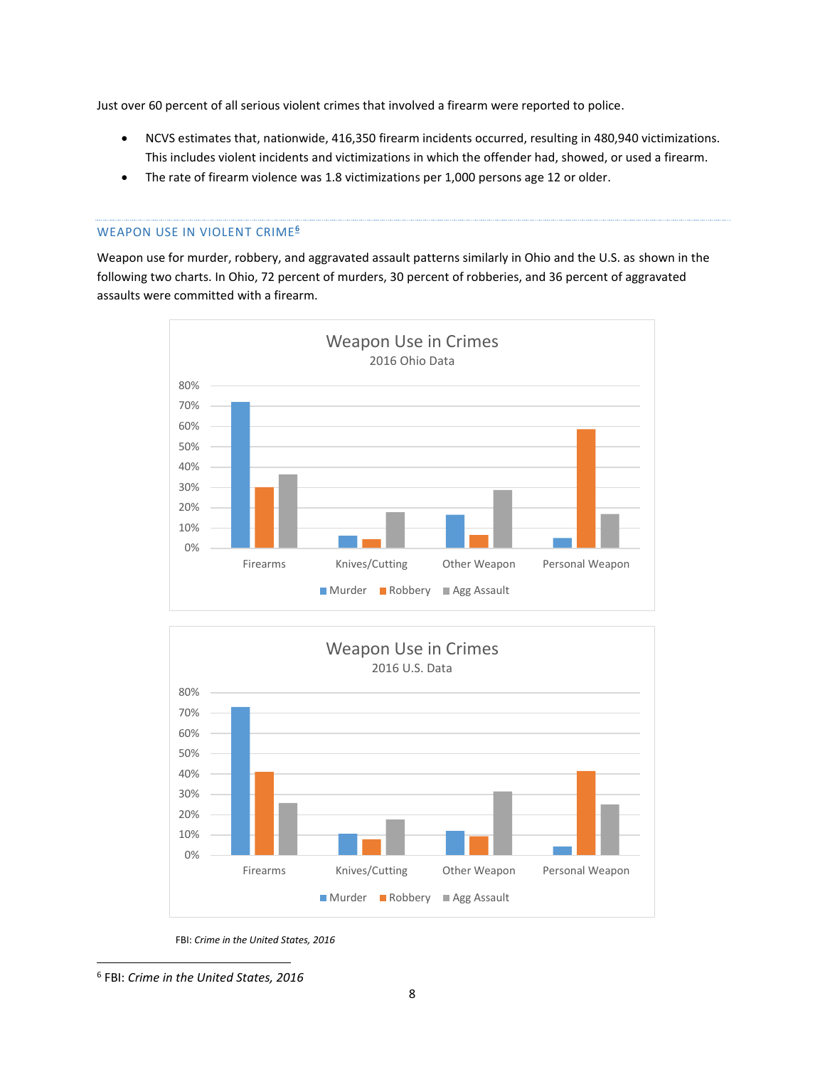Just over 60 percent of all serious violent crimes that involved a firearm were reported to police.

- NCVS estimates that, nationwide, 416,350 firearm incidents occurred, resulting in 480,940 victimizations. This includes violent incidents and victimizations in which the offender had, showed, or used a firearm.
- The rate of firearm violence was 1.8 victimizations per 1,000 persons age 12 or older.

## WEAPON USE IN VIOLENT CRIME[6]

Weapon use for murder, robbery, and aggravated assault patterns similarly in Ohio and the U.S. as shown in the following two charts. In Ohio, 72 percent of murders, 30 percent of robberies, and 36 percent of aggravated assaults were committed with a firearm.

Weapon Use in Crimes
2016 Ohio Data

Weapon Use in Crimes
2016 U.S. Data

FBI: *Crime in the United States, 2016*

[6] FBI: *Crime in the United States, 2016*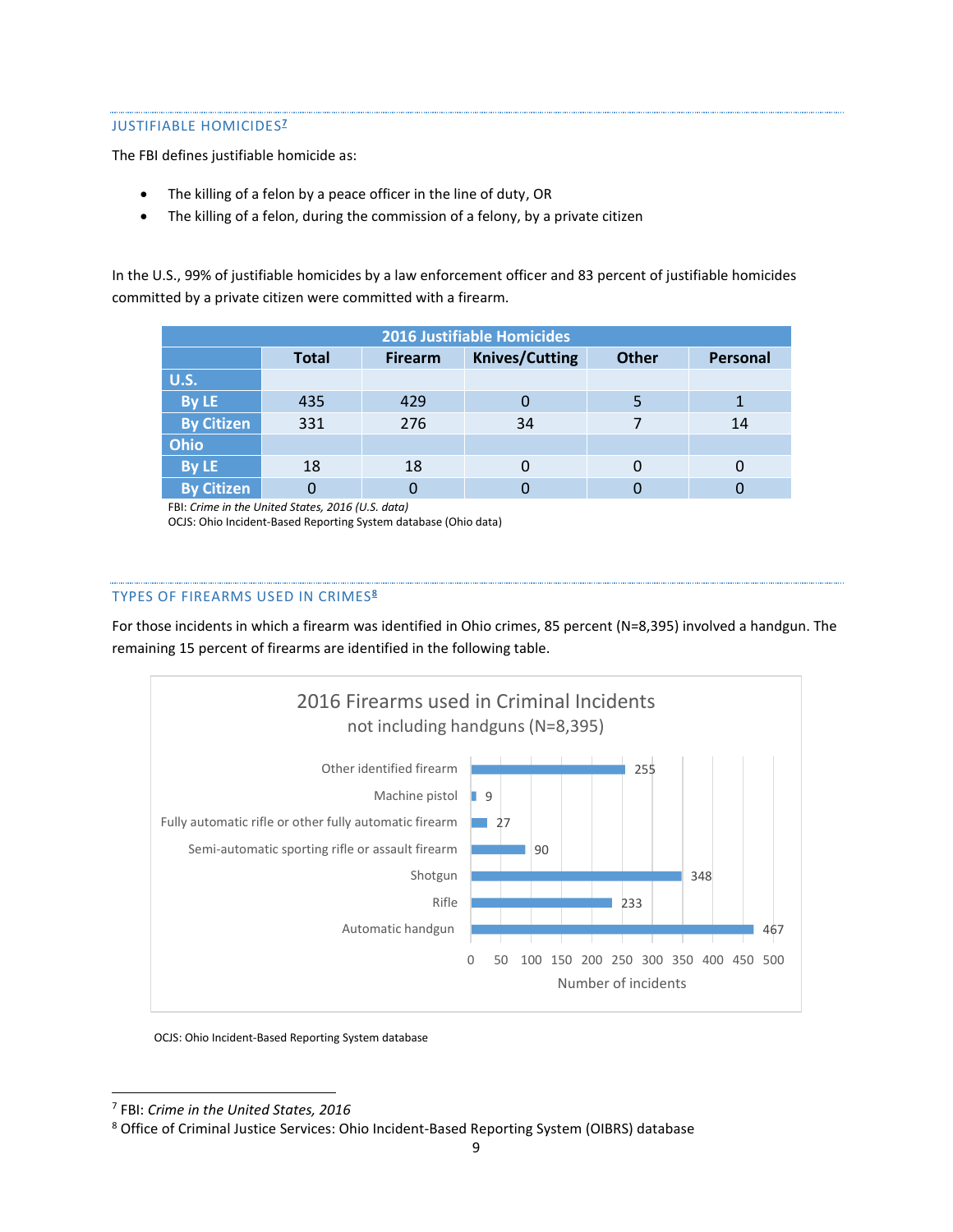## JUSTIFIABLE HOMICIDES[7]

The FBI defines justifiable homicide as:

- The killing of a felon by a peace officer in the line of duty, OR
- The killing of a felon, during the commission of a felony, by a private citizen

In the U.S., 99% of justifiable homicides by a law enforcement officer and 83 percent of justifiable homicides committed by a private citizen were committed with a firearm.

| 2016 Justifiable Homicides | | | | | |
|---|---|---|---|---|---|
| | **Total** | **Firearm** | **Knives/Cutting** | **Other** | **Personal** |
| **U.S.** | | | | | |
| **By LE** | 435 | 429 | 0 | 5 | 1 |
| **By Citizen** | 331 | 276 | 34 | 7 | 14 |
| **Ohio** | | | | | |
| **By LE** | 18 | 18 | 0 | 0 | 0 |
| **By Citizen** | 0 | 0 | 0 | 0 | 0 |

FBI: *Crime in the United States, 2016 (U.S. data)*
OCJS: Ohio Incident-Based Reporting System database (Ohio data)

## TYPES OF FIREARMS USED IN CRIMES[8]

For those incidents in which a firearm was identified in Ohio crimes, 85 percent (N=8,395) involved a handgun. The remaining 15 percent of firearms are identified in the following table.

**2016 Firearms used in Criminal Incidents**
**not including handguns (N=8,395)**

| Firearm type | Number of incidents |
|---|---|
| Other identified firearm | 255 |
| Machine pistol | 9 |
| Fully automatic rifle or other fully automatic firearm | 27 |
| Semi-automatic sporting rifle or assault firearm | 90 |
| Shotgun | 348 |
| Rifle | 233 |
| Automatic handgun | 467 |

OCJS: Ohio Incident-Based Reporting System database

---

[7] FBI: *Crime in the United States, 2016*
[8] Office of Criminal Justice Services: Ohio Incident-Based Reporting System (OIBRS) database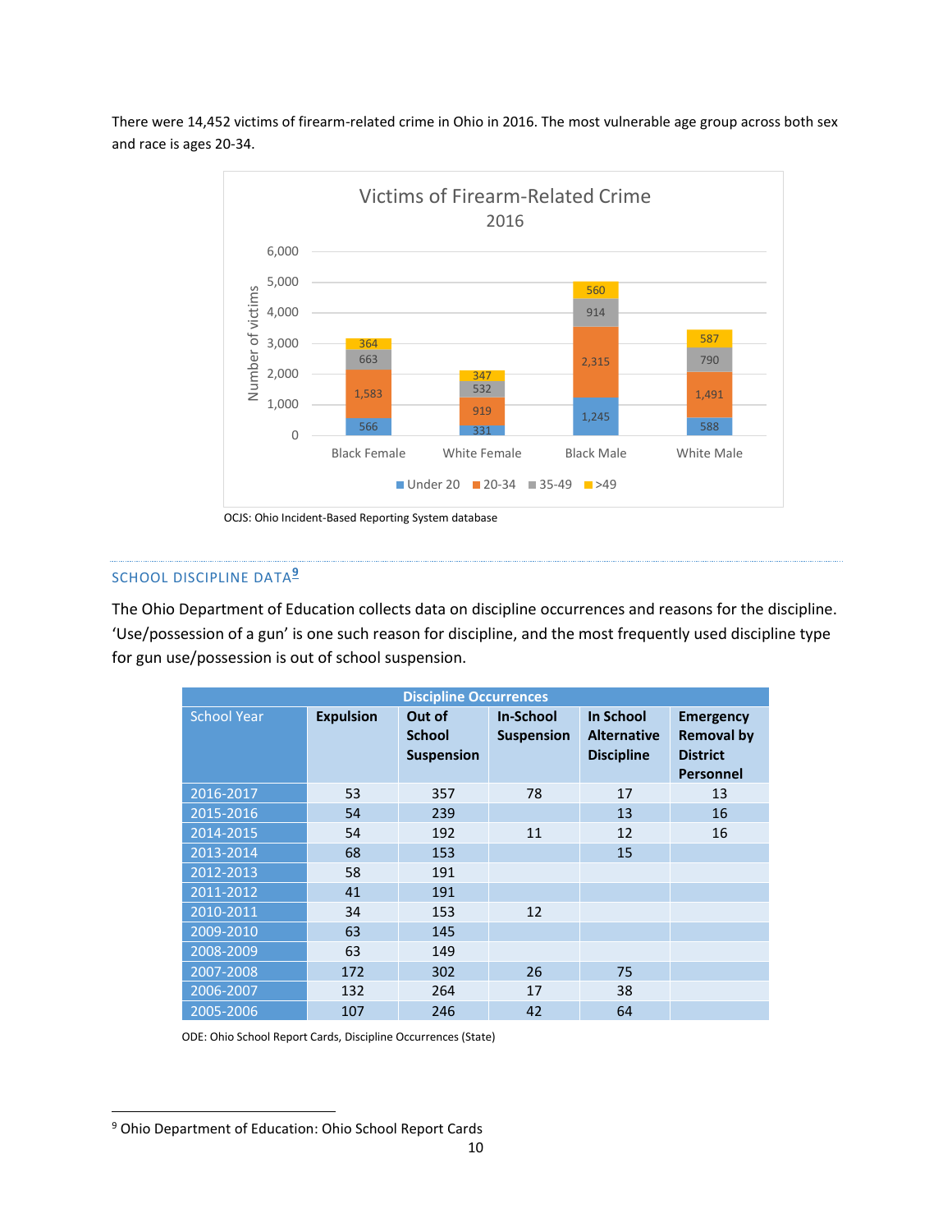There were 14,452 victims of firearm-related crime in Ohio in 2016. The most vulnerable age group across both sex and race is ages 20-34.

**Victims of Firearm-Related Crime 2016**

| | Under 20 | 20-34 | 35-49 | >49 |
|---|---|---|---|---|
| Black Female | 566 | 1,583 | 663 | 364 |
| White Female | 331 | 919 | 532 | 347 |
| Black Male | 1,245 | 2,315 | 914 | 560 |
| White Male | 588 | 1,491 | 790 | 587 |

OCJS: Ohio Incident-Based Reporting System database

## SCHOOL DISCIPLINE DATA[9]

The Ohio Department of Education collects data on discipline occurrences and reasons for the discipline. 'Use/possession of a gun' is one such reason for discipline, and the most frequently used discipline type for gun use/possession is out of school suspension.

| Discipline Occurrences | | | | | |
|---|---|---|---|---|---|
| School Year | Expulsion | Out of School Suspension | In-School Suspension | In School Alternative Discipline | Emergency Removal by District Personnel |
| 2016-2017 | 53 | 357 | 78 | 17 | 13 |
| 2015-2016 | 54 | 239 | | 13 | 16 |
| 2014-2015 | 54 | 192 | 11 | 12 | 16 |
| 2013-2014 | 68 | 153 | | 15 | |
| 2012-2013 | 58 | 191 | | | |
| 2011-2012 | 41 | 191 | | | |
| 2010-2011 | 34 | 153 | 12 | | |
| 2009-2010 | 63 | 145 | | | |
| 2008-2009 | 63 | 149 | | | |
| 2007-2008 | 172 | 302 | 26 | 75 | |
| 2006-2007 | 132 | 264 | 17 | 38 | |
| 2005-2006 | 107 | 246 | 42 | 64 | |

ODE: Ohio School Report Cards, Discipline Occurrences (State)

[9] Ohio Department of Education: Ohio School Report Cards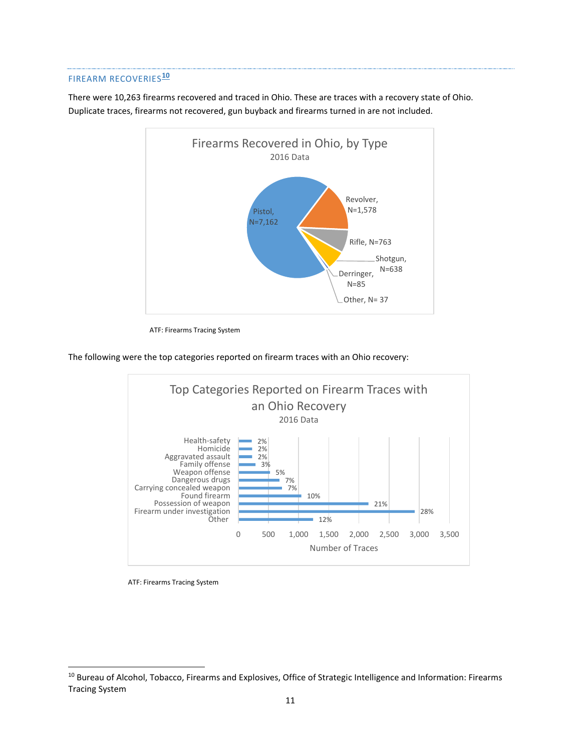## FIREARM RECOVERIES[10]

There were 10,263 firearms recovered and traced in Ohio. These are traces with a recovery state of Ohio. Duplicate traces, firearms not recovered, gun buyback and firearms turned in are not included.

**Firearms Recovered in Ohio, by Type**
2016 Data

| Type | N |
| --- | --- |
| Pistol | 7,162 |
| Revolver | 1,578 |
| Rifle | 763 |
| Shotgun | 638 |
| Derringer | 85 |
| Other | 37 |

ATF: Firearms Tracing System

The following were the top categories reported on firearm traces with an Ohio recovery:

**Top Categories Reported on Firearm Traces with an Ohio Recovery**
2016 Data

| Category | Percent |
| --- | --- |
| Health-safety | 2% |
| Homicide | 2% |
| Aggravated assault | 2% |
| Family offense | 3% |
| Weapon offense | 5% |
| Dangerous drugs | 7% |
| Carrying concealed weapon | 7% |
| Found firearm | 10% |
| Possession of weapon | 21% |
| Firearm under investigation | 28% |
| Other | 12% |

Number of Traces

ATF: Firearms Tracing System

---

[10] Bureau of Alcohol, Tobacco, Firearms and Explosives, Office of Strategic Intelligence and Information: Firearms Tracing System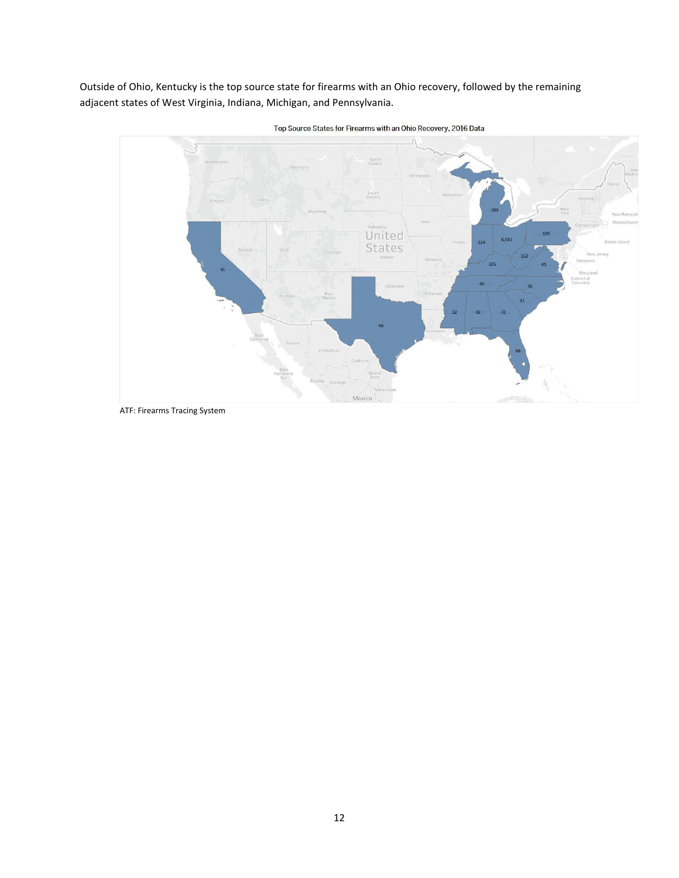Outside of Ohio, Kentucky is the top source state for firearms with an Ohio recovery, followed by the remaining adjacent states of West Virginia, Indiana, Michigan, and Pennsylvania.

Top Source States for Firearms with an Ohio Recovery, 2016 Data

ATF: Firearms Tracing System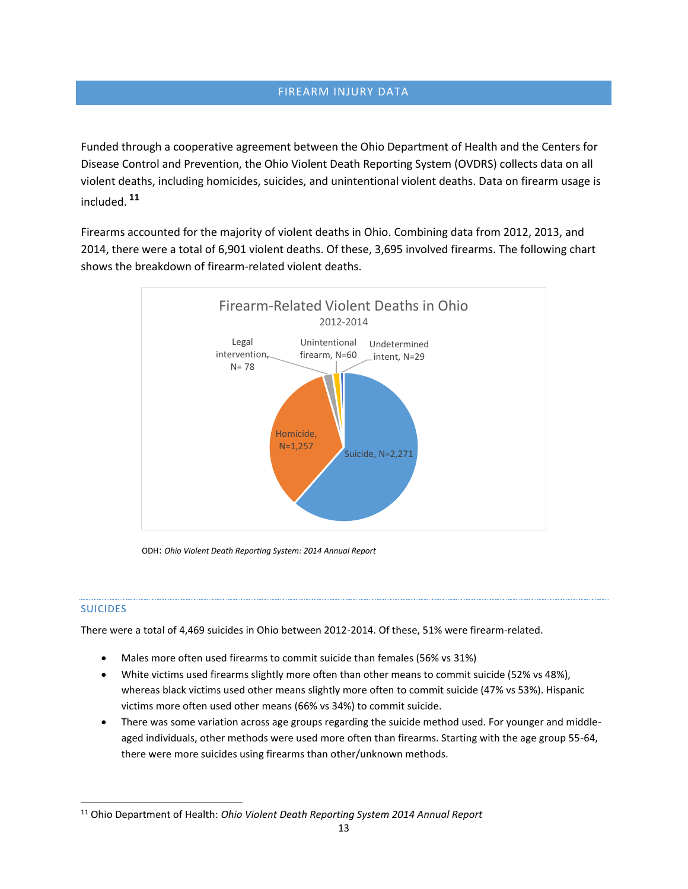## FIREARM INJURY DATA

Funded through a cooperative agreement between the Ohio Department of Health and the Centers for Disease Control and Prevention, the Ohio Violent Death Reporting System (OVDRS) collects data on all violent deaths, including homicides, suicides, and unintentional violent deaths. Data on firearm usage is included. [11]

Firearms accounted for the majority of violent deaths in Ohio. Combining data from 2012, 2013, and 2014, there were a total of 6,901 violent deaths. Of these, 3,695 involved firearms. The following chart shows the breakdown of firearm-related violent deaths.

**Firearm-Related Violent Deaths in Ohio**
2012-2014

| Category | N |
|---|---|
| Suicide | 2,271 |
| Homicide | 1,257 |
| Legal intervention | 78 |
| Unintentional firearm | 60 |
| Undetermined intent | 29 |

ODH: *Ohio Violent Death Reporting System: 2014 Annual Report*

### SUICIDES

There were a total of 4,469 suicides in Ohio between 2012-2014. Of these, 51% were firearm-related.

- Males more often used firearms to commit suicide than females (56% vs 31%)
- White victims used firearms slightly more often than other means to commit suicide (52% vs 48%), whereas black victims used other means slightly more often to commit suicide (47% vs 53%). Hispanic victims more often used other means (66% vs 34%) to commit suicide.
- There was some variation across age groups regarding the suicide method used. For younger and middle-aged individuals, other methods were used more often than firearms. Starting with the age group 55-64, there were more suicides using firearms than other/unknown methods.

[11] Ohio Department of Health: *Ohio Violent Death Reporting System 2014 Annual Report*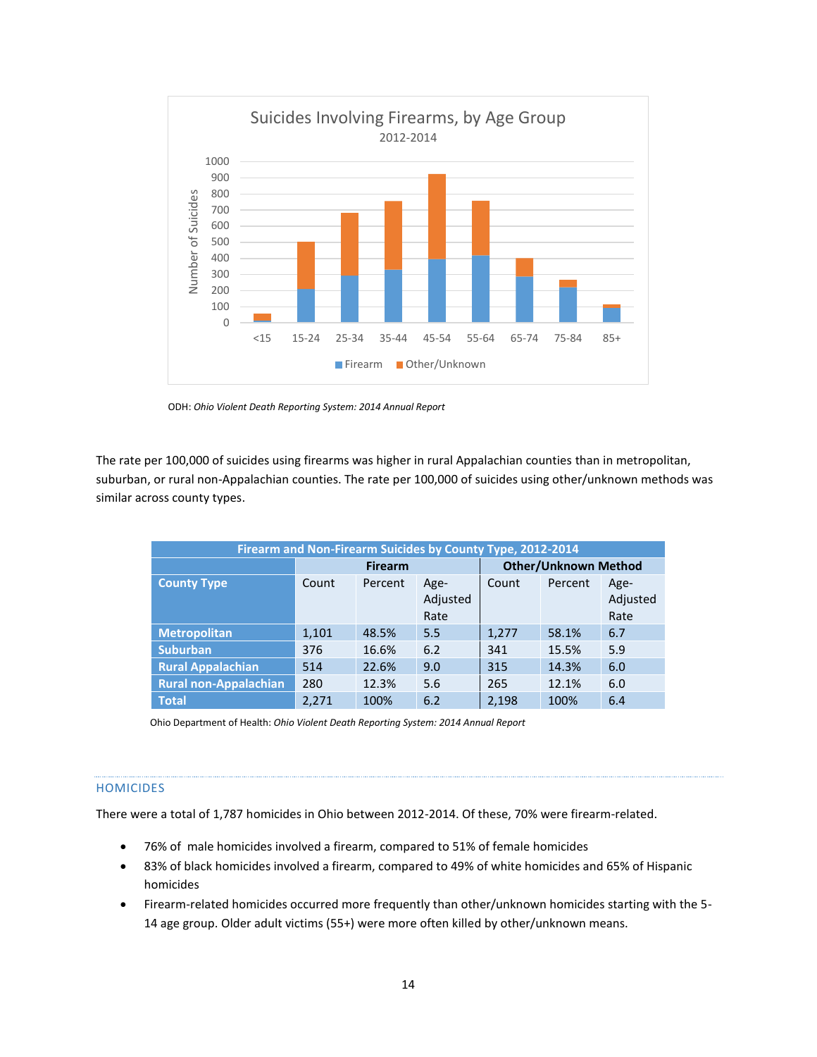ODH: *Ohio Violent Death Reporting System: 2014 Annual Report*

The rate per 100,000 of suicides using firearms was higher in rural Appalachian counties than in metropolitan, suburban, or rural non-Appalachian counties. The rate per 100,000 of suicides using other/unknown methods was similar across county types.

| Firearm and Non-Firearm Suicides by County Type, 2012-2014 | | | | | | |
|---|---|---|---|---|---|---|
| | Firearm | | | Other/Unknown Method | | |
| County Type | Count | Percent | Age-Adjusted Rate | Count | Percent | Age-Adjusted Rate |
| Metropolitan | 1,101 | 48.5% | 5.5 | 1,277 | 58.1% | 6.7 |
| Suburban | 376 | 16.6% | 6.2 | 341 | 15.5% | 5.9 |
| Rural Appalachian | 514 | 22.6% | 9.0 | 315 | 14.3% | 6.0 |
| Rural non-Appalachian | 280 | 12.3% | 5.6 | 265 | 12.1% | 6.0 |
| Total | 2,271 | 100% | 6.2 | 2,198 | 100% | 6.4 |

Ohio Department of Health: *Ohio Violent Death Reporting System: 2014 Annual Report*

## HOMICIDES

There were a total of 1,787 homicides in Ohio between 2012-2014. Of these, 70% were firearm-related.

- 76% of male homicides involved a firearm, compared to 51% of female homicides
- 83% of black homicides involved a firearm, compared to 49% of white homicides and 65% of Hispanic homicides
- Firearm-related homicides occurred more frequently than other/unknown homicides starting with the 5-14 age group. Older adult victims (55+) were more often killed by other/unknown means.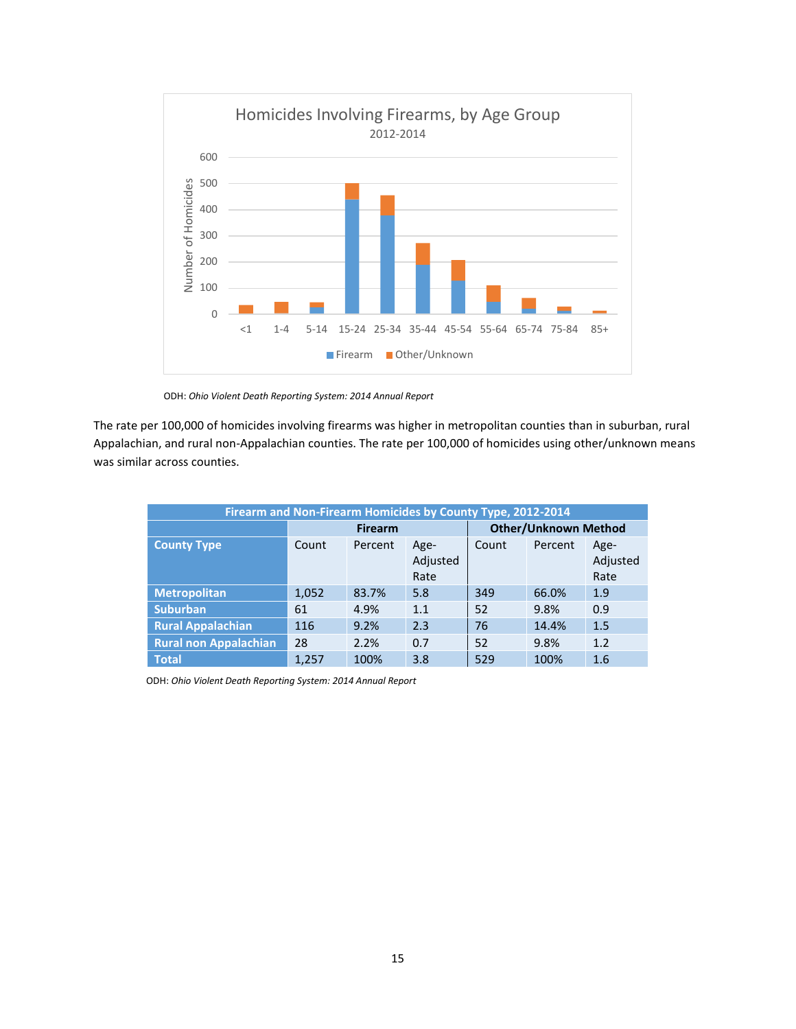Homicides Involving Firearms, by Age Group

2012-2014

ODH: *Ohio Violent Death Reporting System: 2014 Annual Report*

The rate per 100,000 of homicides involving firearms was higher in metropolitan counties than in suburban, rural Appalachian, and rural non-Appalachian counties. The rate per 100,000 of homicides using other/unknown means was similar across counties.

**Firearm and Non-Firearm Homicides by County Type, 2012-2014**

| | Firearm | | | Other/Unknown Method | | |
|---|---|---|---|---|---|---|
| **County Type** | Count | Percent | Age-Adjusted Rate | Count | Percent | Age-Adjusted Rate |
| **Metropolitan** | 1,052 | 83.7% | 5.8 | 349 | 66.0% | 1.9 |
| **Suburban** | 61 | 4.9% | 1.1 | 52 | 9.8% | 0.9 |
| **Rural Appalachian** | 116 | 9.2% | 2.3 | 76 | 14.4% | 1.5 |
| **Rural non Appalachian** | 28 | 2.2% | 0.7 | 52 | 9.8% | 1.2 |
| **Total** | 1,257 | 100% | 3.8 | 529 | 100% | 1.6 |

ODH: *Ohio Violent Death Reporting System: 2014 Annual Report*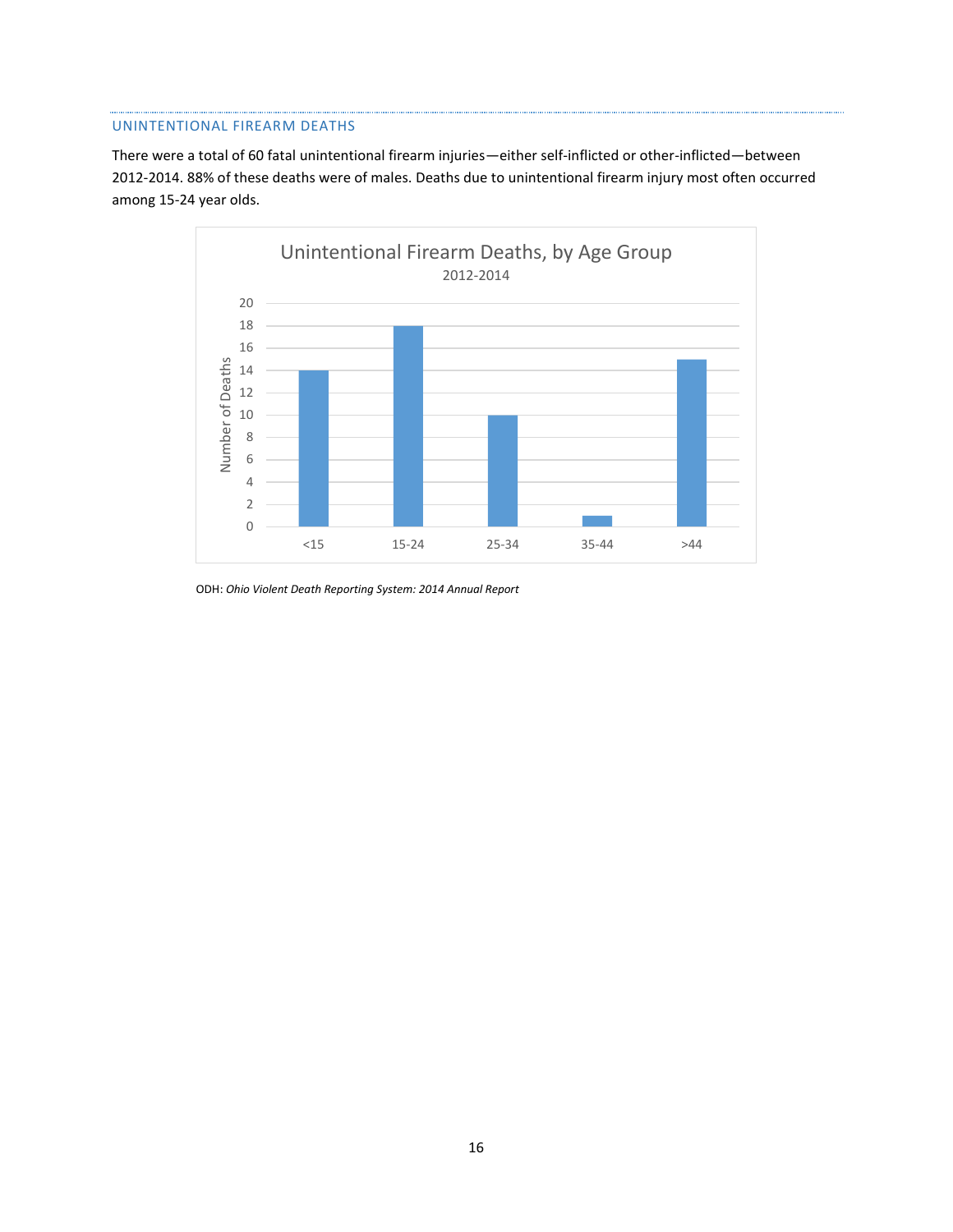## UNINTENTIONAL FIREARM DEATHS

There were a total of 60 fatal unintentional firearm injuries—either self-inflicted or other-inflicted—between 2012-2014. 88% of these deaths were of males. Deaths due to unintentional firearm injury most often occurred among 15-24 year olds.

Unintentional Firearm Deaths, by Age Group

2012-2014

Number of Deaths

20
18
16
14
12
10
8
6
4
2
0

<15
15-24
25-34
35-44
>44

ODH: *Ohio Violent Death Reporting System: 2014 Annual Report*